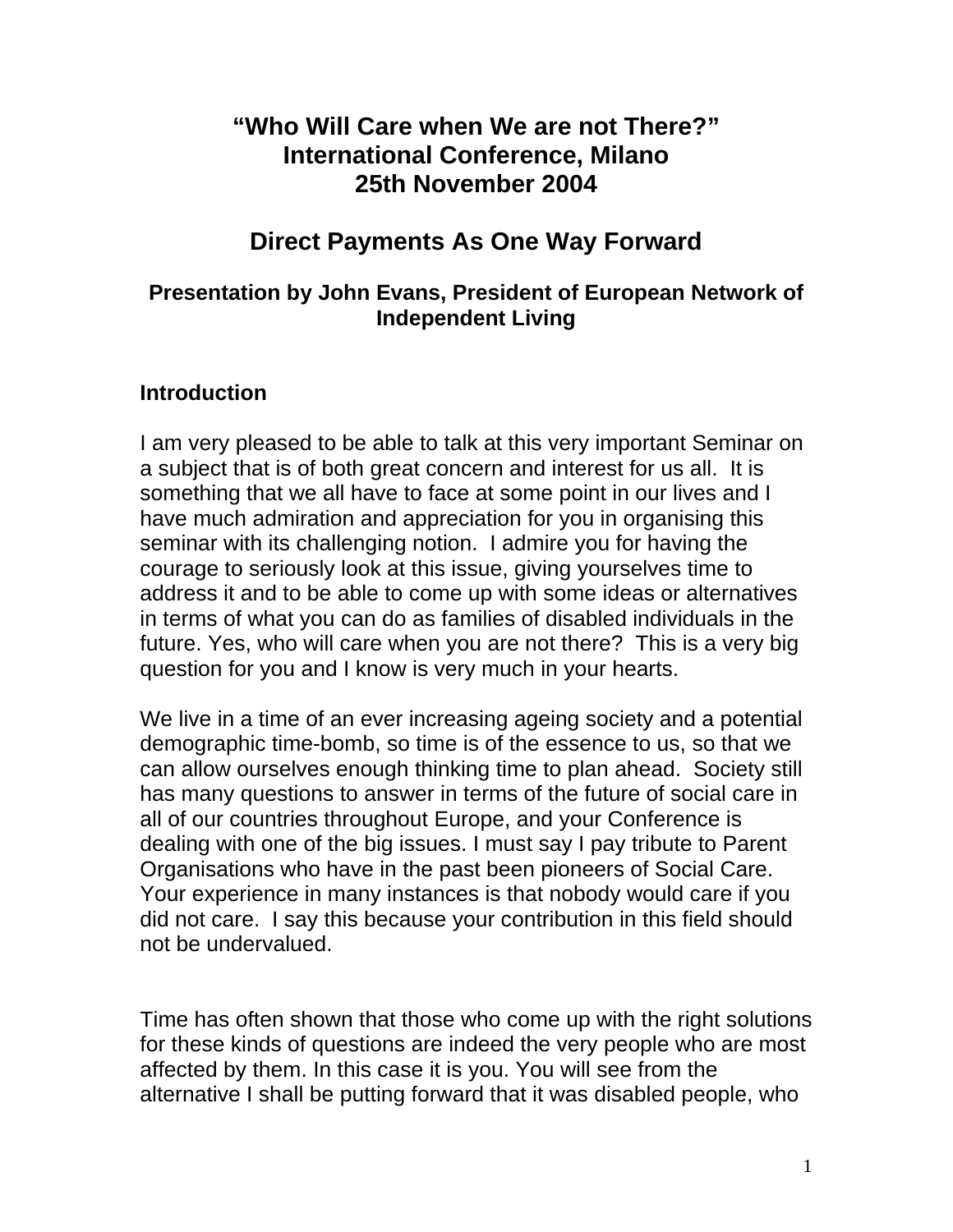# "Who Will Care when We are not There?"
# International Conference, Milano
# 25th November 2004

## Direct Payments As One Way Forward

### Presentation by John Evans, President of European Network of Independent Living

**Introduction**

I am very pleased to be able to talk at this very important Seminar on a subject that is of both great concern and interest for us all. It is something that we all have to face at some point in our lives and I have much admiration and appreciation for you in organising this seminar with its challenging notion. I admire you for having the courage to seriously look at this issue, giving yourselves time to address it and to be able to come up with some ideas or alternatives in terms of what you can do as families of disabled individuals in the future. Yes, who will care when you are not there? This is a very big question for you and I know is very much in your hearts.

We live in a time of an ever increasing ageing society and a potential demographic time-bomb, so time is of the essence to us, so that we can allow ourselves enough thinking time to plan ahead. Society still has many questions to answer in terms of the future of social care in all of our countries throughout Europe, and your Conference is dealing with one of the big issues. I must say I pay tribute to Parent Organisations who have in the past been pioneers of Social Care. Your experience in many instances is that nobody would care if you did not care. I say this because your contribution in this field should not be undervalued.

Time has often shown that those who come up with the right solutions for these kinds of questions are indeed the very people who are most affected by them. In this case it is you. You will see from the alternative I shall be putting forward that it was disabled people, who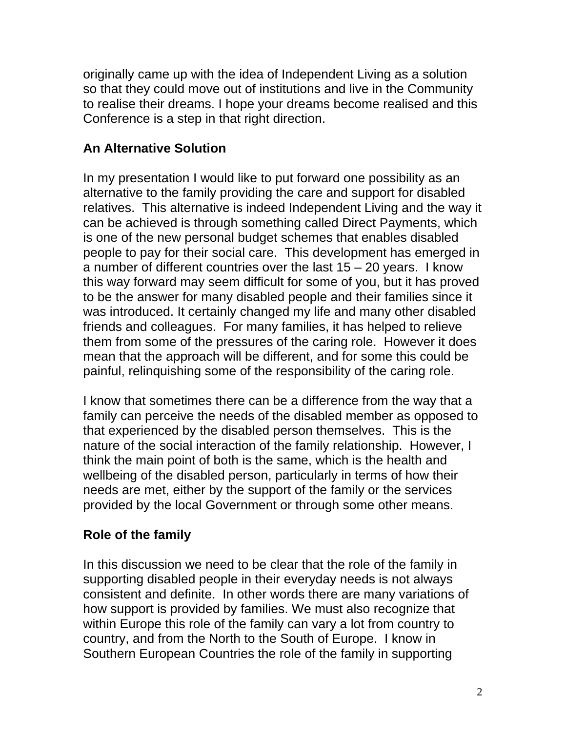originally came up with the idea of Independent Living as a solution so that they could move out of institutions and live in the Community to realise their dreams. I hope your dreams become realised and this Conference is a step in that right direction.

## An Alternative Solution

In my presentation I would like to put forward one possibility as an alternative to the family providing the care and support for disabled relatives. This alternative is indeed Independent Living and the way it can be achieved is through something called Direct Payments, which is one of the new personal budget schemes that enables disabled people to pay for their social care. This development has emerged in a number of different countries over the last 15 – 20 years. I know this way forward may seem difficult for some of you, but it has proved to be the answer for many disabled people and their families since it was introduced. It certainly changed my life and many other disabled friends and colleagues. For many families, it has helped to relieve them from some of the pressures of the caring role. However it does mean that the approach will be different, and for some this could be painful, relinquishing some of the responsibility of the caring role.

I know that sometimes there can be a difference from the way that a family can perceive the needs of the disabled member as opposed to that experienced by the disabled person themselves. This is the nature of the social interaction of the family relationship. However, I think the main point of both is the same, which is the health and wellbeing of the disabled person, particularly in terms of how their needs are met, either by the support of the family or the services provided by the local Government or through some other means.

## Role of the family

In this discussion we need to be clear that the role of the family in supporting disabled people in their everyday needs is not always consistent and definite. In other words there are many variations of how support is provided by families. We must also recognize that within Europe this role of the family can vary a lot from country to country, and from the North to the South of Europe. I know in Southern European Countries the role of the family in supporting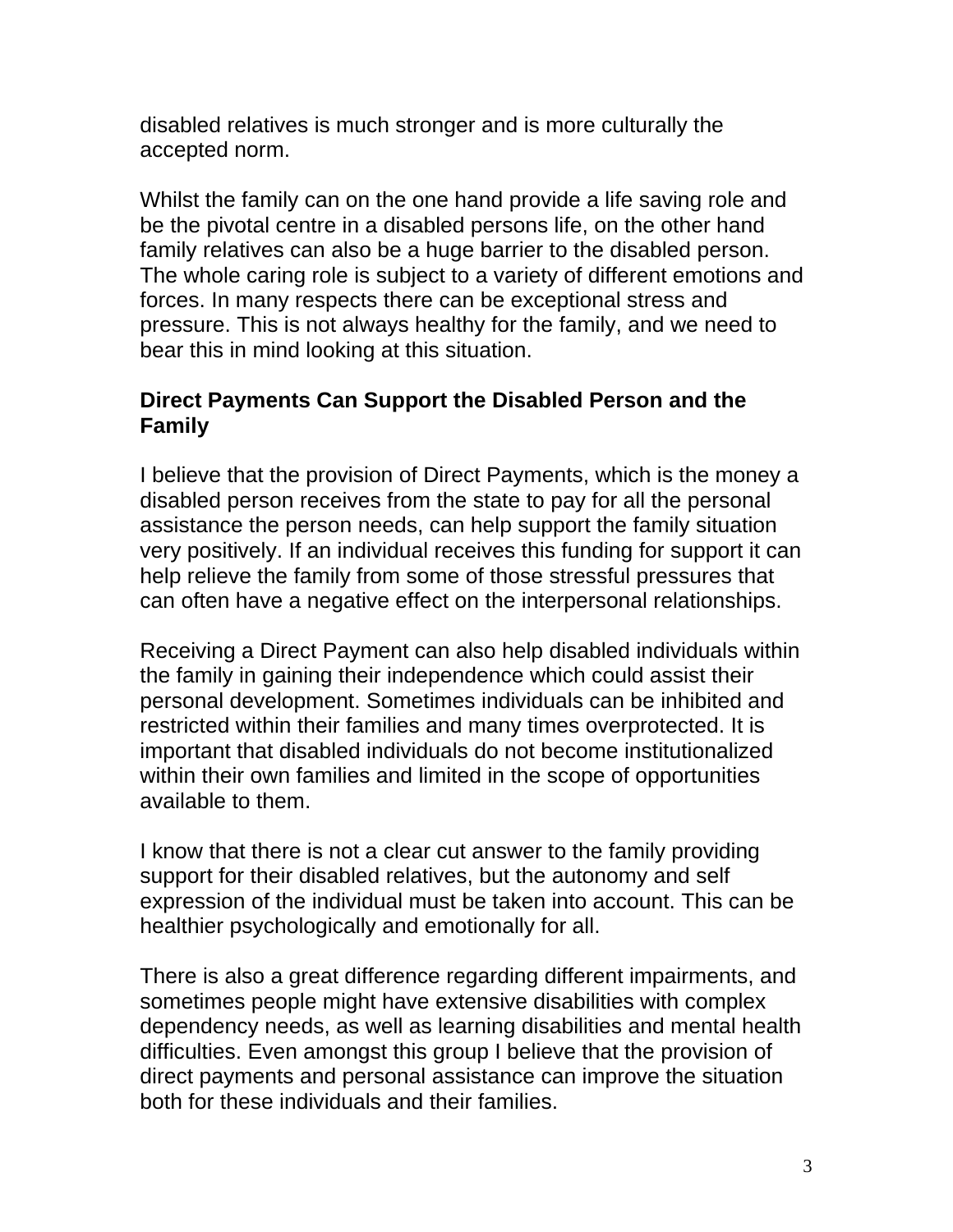disabled relatives is much stronger and is more culturally the accepted norm.

Whilst the family can on the one hand provide a life saving role and be the pivotal centre in a disabled persons life, on the other hand family relatives can also be a huge barrier to the disabled person. The whole caring role is subject to a variety of different emotions and forces. In many respects there can be exceptional stress and pressure. This is not always healthy for the family, and we need to bear this in mind looking at this situation.

## Direct Payments Can Support the Disabled Person and the Family

I believe that the provision of Direct Payments, which is the money a disabled person receives from the state to pay for all the personal assistance the person needs, can help support the family situation very positively. If an individual receives this funding for support it can help relieve the family from some of those stressful pressures that can often have a negative effect on the interpersonal relationships.

Receiving a Direct Payment can also help disabled individuals within the family in gaining their independence which could assist their personal development. Sometimes individuals can be inhibited and restricted within their families and many times overprotected. It is important that disabled individuals do not become institutionalized within their own families and limited in the scope of opportunities available to them.

I know that there is not a clear cut answer to the family providing support for their disabled relatives, but the autonomy and self expression of the individual must be taken into account. This can be healthier psychologically and emotionally for all.

There is also a great difference regarding different impairments, and sometimes people might have extensive disabilities with complex dependency needs, as well as learning disabilities and mental health difficulties. Even amongst this group I believe that the provision of direct payments and personal assistance can improve the situation both for these individuals and their families.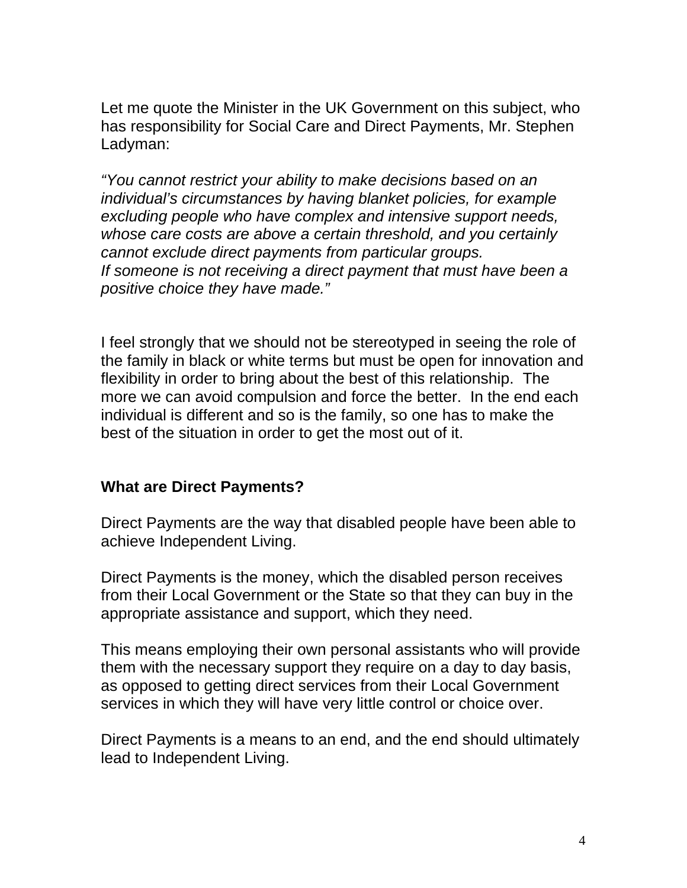Let me quote the Minister in the UK Government on this subject, who has responsibility for Social Care and Direct Payments, Mr. Stephen Ladyman:

*"You cannot restrict your ability to make decisions based on an individual's circumstances by having blanket policies, for example excluding people who have complex and intensive support needs, whose care costs are above a certain threshold, and you certainly cannot exclude direct payments from particular groups.*
*If someone is not receiving a direct payment that must have been a positive choice they have made."*

I feel strongly that we should not be stereotyped in seeing the role of the family in black or white terms but must be open for innovation and flexibility in order to bring about the best of this relationship. The more we can avoid compulsion and force the better. In the end each individual is different and so is the family, so one has to make the best of the situation in order to get the most out of it.

**What are Direct Payments?**

Direct Payments are the way that disabled people have been able to achieve Independent Living.

Direct Payments is the money, which the disabled person receives from their Local Government or the State so that they can buy in the appropriate assistance and support, which they need.

This means employing their own personal assistants who will provide them with the necessary support they require on a day to day basis, as opposed to getting direct services from their Local Government services in which they will have very little control or choice over.

Direct Payments is a means to an end, and the end should ultimately lead to Independent Living.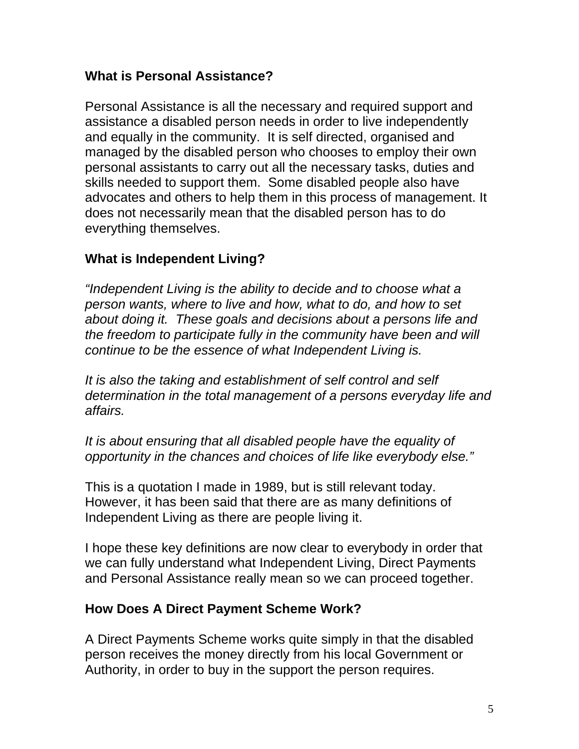## What is Personal Assistance?

Personal Assistance is all the necessary and required support and assistance a disabled person needs in order to live independently and equally in the community. It is self directed, organised and managed by the disabled person who chooses to employ their own personal assistants to carry out all the necessary tasks, duties and skills needed to support them. Some disabled people also have advocates and others to help them in this process of management. It does not necessarily mean that the disabled person has to do everything themselves.

## What is Independent Living?

*"Independent Living is the ability to decide and to choose what a person wants, where to live and how, what to do, and how to set about doing it. These goals and decisions about a persons life and the freedom to participate fully in the community have been and will continue to be the essence of what Independent Living is.*

*It is also the taking and establishment of self control and self determination in the total management of a persons everyday life and affairs.*

*It is about ensuring that all disabled people have the equality of opportunity in the chances and choices of life like everybody else."*

This is a quotation I made in 1989, but is still relevant today. However, it has been said that there are as many definitions of Independent Living as there are people living it.

I hope these key definitions are now clear to everybody in order that we can fully understand what Independent Living, Direct Payments and Personal Assistance really mean so we can proceed together.

## How Does A Direct Payment Scheme Work?

A Direct Payments Scheme works quite simply in that the disabled person receives the money directly from his local Government or Authority, in order to buy in the support the person requires.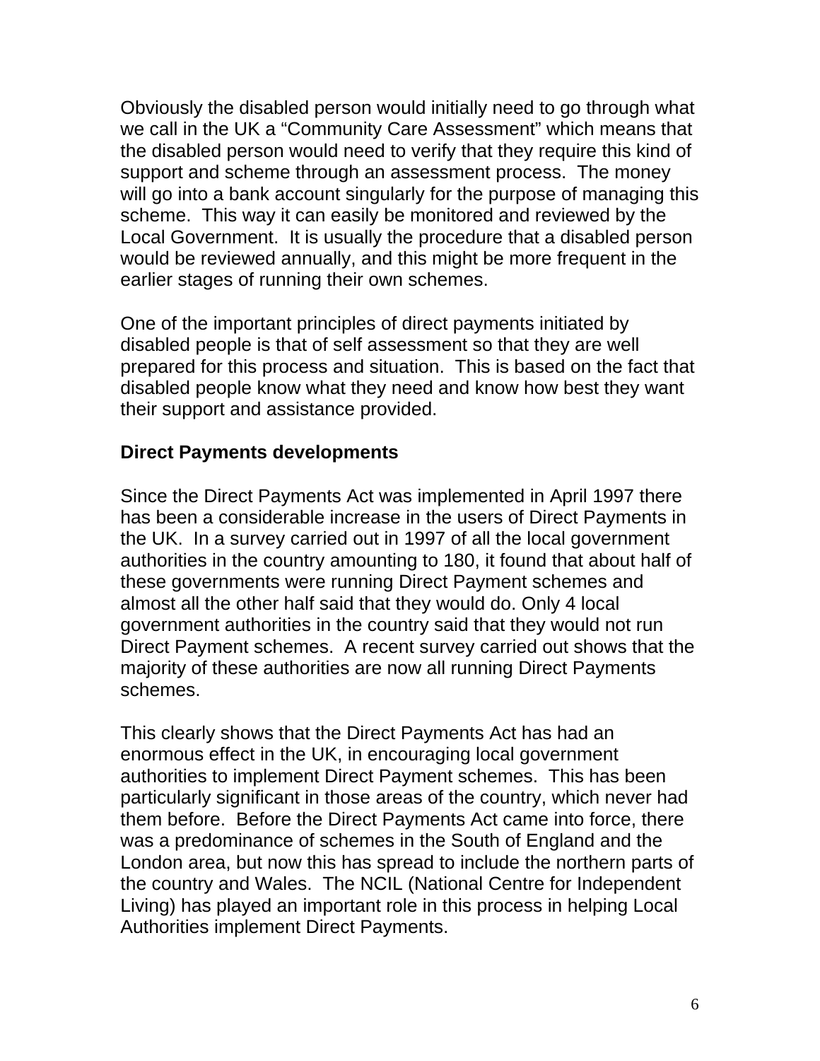Obviously the disabled person would initially need to go through what we call in the UK a “Community Care Assessment” which means that the disabled person would need to verify that they require this kind of support and scheme through an assessment process. The money will go into a bank account singularly for the purpose of managing this scheme. This way it can easily be monitored and reviewed by the Local Government. It is usually the procedure that a disabled person would be reviewed annually, and this might be more frequent in the earlier stages of running their own schemes.

One of the important principles of direct payments initiated by disabled people is that of self assessment so that they are well prepared for this process and situation. This is based on the fact that disabled people know what they need and know how best they want their support and assistance provided.

**Direct Payments developments**

Since the Direct Payments Act was implemented in April 1997 there has been a considerable increase in the users of Direct Payments in the UK. In a survey carried out in 1997 of all the local government authorities in the country amounting to 180, it found that about half of these governments were running Direct Payment schemes and almost all the other half said that they would do. Only 4 local government authorities in the country said that they would not run Direct Payment schemes. A recent survey carried out shows that the majority of these authorities are now all running Direct Payments schemes.

This clearly shows that the Direct Payments Act has had an enormous effect in the UK, in encouraging local government authorities to implement Direct Payment schemes. This has been particularly significant in those areas of the country, which never had them before. Before the Direct Payments Act came into force, there was a predominance of schemes in the South of England and the London area, but now this has spread to include the northern parts of the country and Wales. The NCIL (National Centre for Independent Living) has played an important role in this process in helping Local Authorities implement Direct Payments.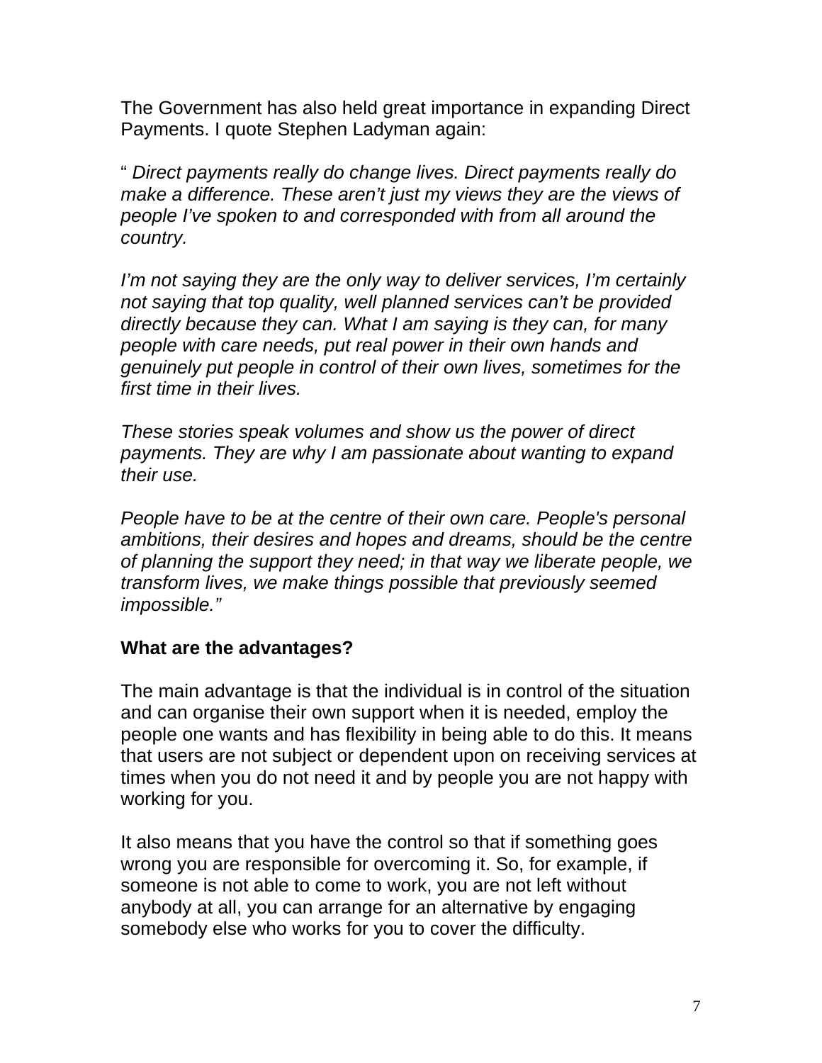The Government has also held great importance in expanding Direct Payments. I quote Stephen Ladyman again:

" *Direct payments really do change lives. Direct payments really do make a difference. These aren't just my views they are the views of people I've spoken to and corresponded with from all around the country.*

*I'm not saying they are the only way to deliver services, I'm certainly not saying that top quality, well planned services can't be provided directly because they can. What I am saying is they can, for many people with care needs, put real power in their own hands and genuinely put people in control of their own lives, sometimes for the first time in their lives.*

*These stories speak volumes and show us the power of direct payments. They are why I am passionate about wanting to expand their use.*

*People have to be at the centre of their own care. People's personal ambitions, their desires and hopes and dreams, should be the centre of planning the support they need; in that way we liberate people, we transform lives, we make things possible that previously seemed impossible."*

**What are the advantages?**

The main advantage is that the individual is in control of the situation and can organise their own support when it is needed, employ the people one wants and has flexibility in being able to do this. It means that users are not subject or dependent upon on receiving services at times when you do not need it and by people you are not happy with working for you.

It also means that you have the control so that if something goes wrong you are responsible for overcoming it. So, for example, if someone is not able to come to work, you are not left without anybody at all, you can arrange for an alternative by engaging somebody else who works for you to cover the difficulty.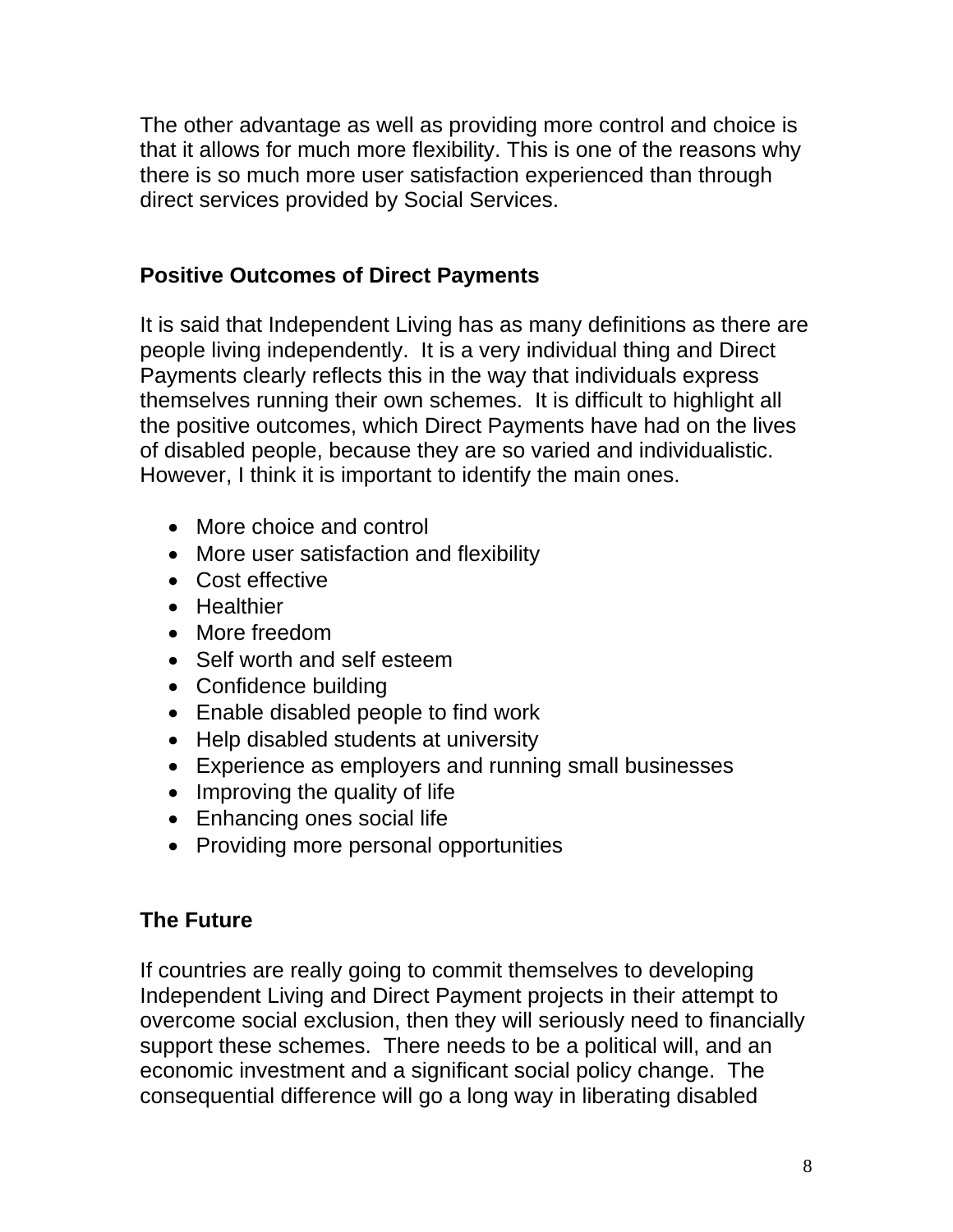The other advantage as well as providing more control and choice is that it allows for much more flexibility. This is one of the reasons why there is so much more user satisfaction experienced than through direct services provided by Social Services.

## Positive Outcomes of Direct Payments

It is said that Independent Living has as many definitions as there are people living independently. It is a very individual thing and Direct Payments clearly reflects this in the way that individuals express themselves running their own schemes. It is difficult to highlight all the positive outcomes, which Direct Payments have had on the lives of disabled people, because they are so varied and individualistic. However, I think it is important to identify the main ones.

- More choice and control
- More user satisfaction and flexibility
- Cost effective
- Healthier
- More freedom
- Self worth and self esteem
- Confidence building
- Enable disabled people to find work
- Help disabled students at university
- Experience as employers and running small businesses
- Improving the quality of life
- Enhancing ones social life
- Providing more personal opportunities

## The Future

If countries are really going to commit themselves to developing Independent Living and Direct Payment projects in their attempt to overcome social exclusion, then they will seriously need to financially support these schemes. There needs to be a political will, and an economic investment and a significant social policy change. The consequential difference will go a long way in liberating disabled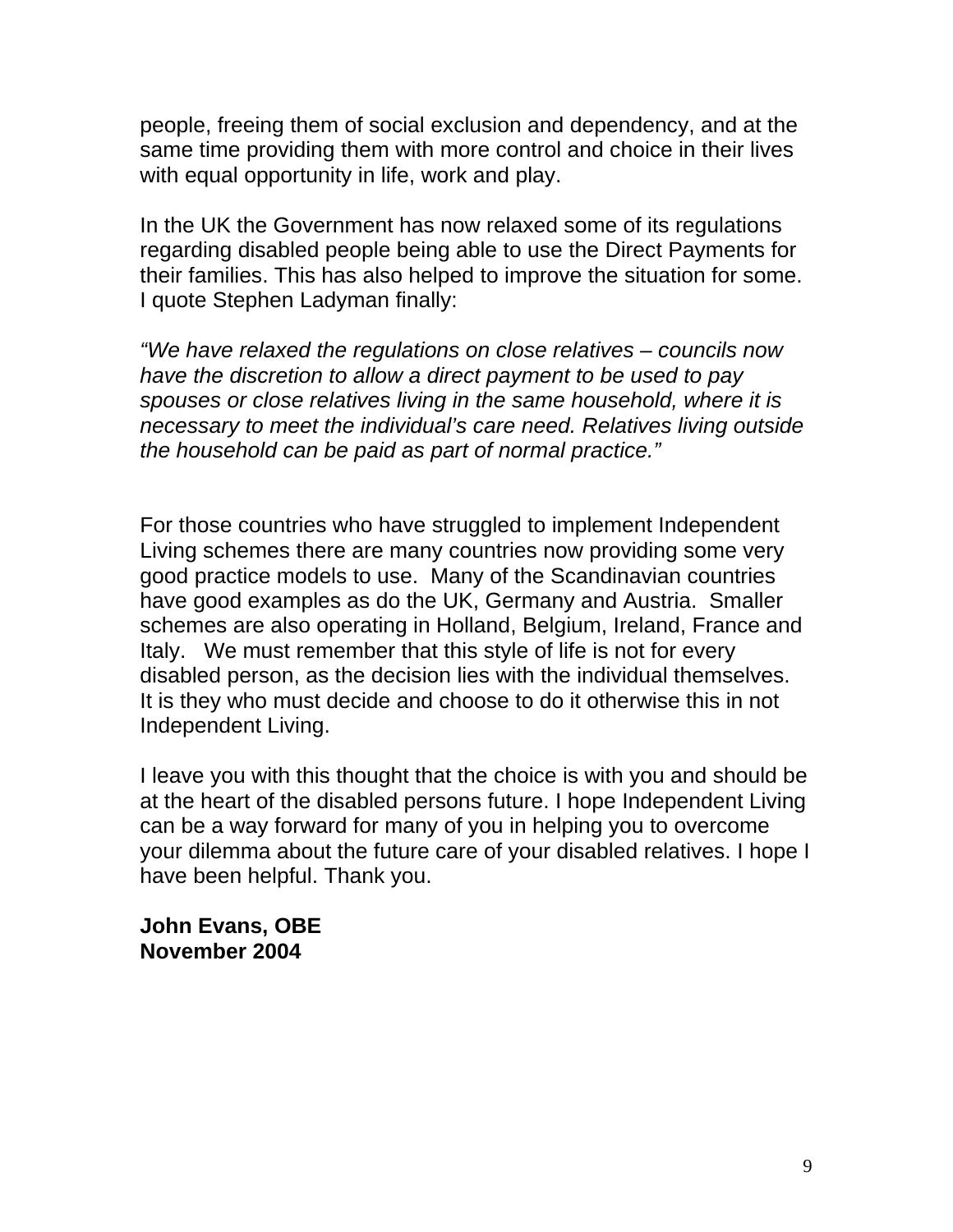people, freeing them of social exclusion and dependency, and at the same time providing them with more control and choice in their lives with equal opportunity in life, work and play.

In the UK the Government has now relaxed some of its regulations regarding disabled people being able to use the Direct Payments for their families. This has also helped to improve the situation for some. I quote Stephen Ladyman finally:

*"We have relaxed the regulations on close relatives – councils now have the discretion to allow a direct payment to be used to pay spouses or close relatives living in the same household, where it is necessary to meet the individual's care need. Relatives living outside the household can be paid as part of normal practice."*

For those countries who have struggled to implement Independent Living schemes there are many countries now providing some very good practice models to use. Many of the Scandinavian countries have good examples as do the UK, Germany and Austria. Smaller schemes are also operating in Holland, Belgium, Ireland, France and Italy. We must remember that this style of life is not for every disabled person, as the decision lies with the individual themselves. It is they who must decide and choose to do it otherwise this in not Independent Living.

I leave you with this thought that the choice is with you and should be at the heart of the disabled persons future. I hope Independent Living can be a way forward for many of you in helping you to overcome your dilemma about the future care of your disabled relatives. I hope I have been helpful. Thank you.

**John Evans, OBE**
**November 2004**